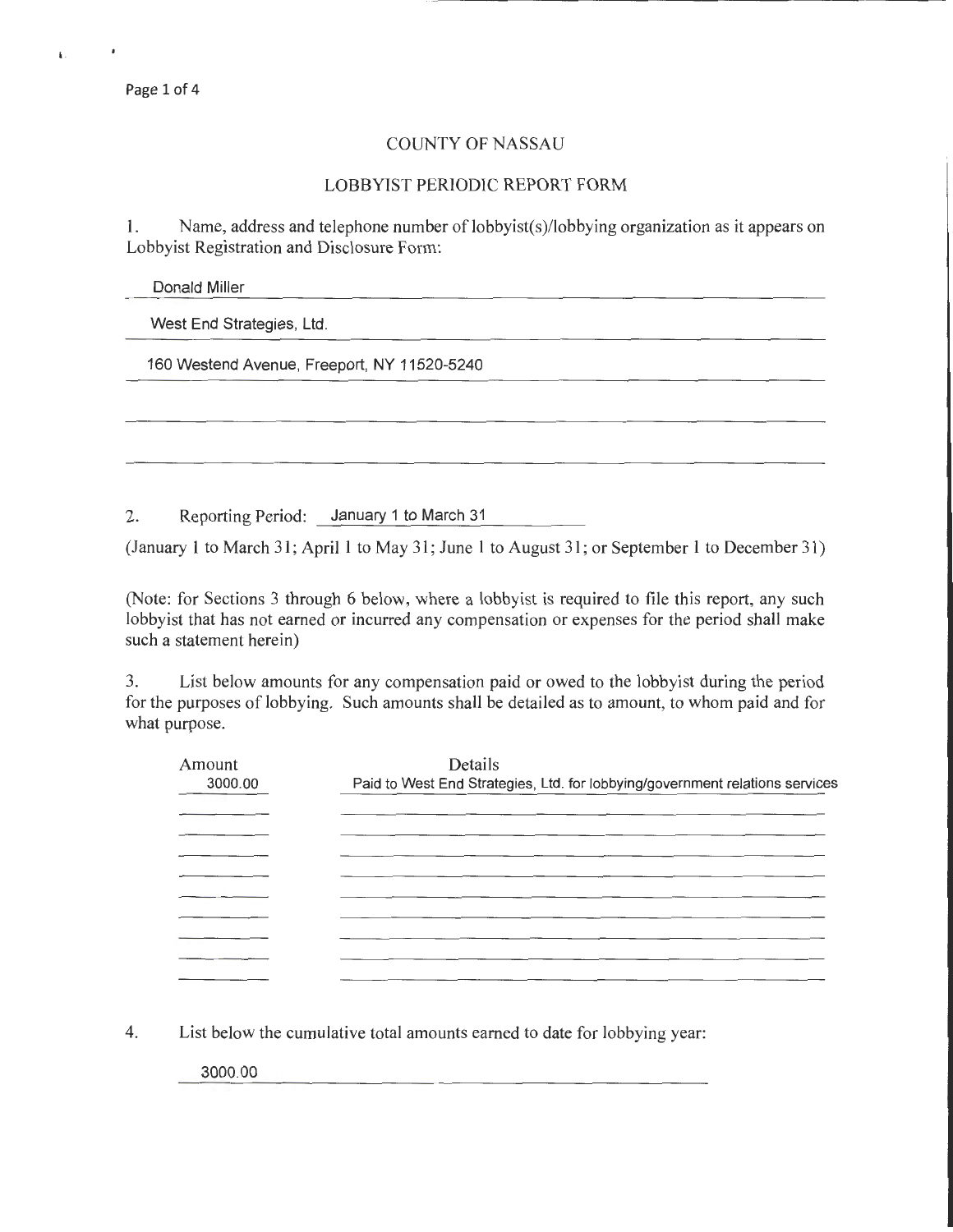# COUNTY OF NASSAU

## LOBBYIST PERIODIC REPORT FORM

1. Name, address and telephone number of lobbyist(s)/lobbying organization as it appears on Lobbyist Registration and Disclosure Form:

Donald Miller

West End Strategies, Ltd.

160 Westend Avenue, Freeport, NY 11520-5240

2. Reporting Period: January 1 to March 31

(January 1 to March 31; April 1 to May 31; June 1 to August 31; or September 1 to December 31)

(Note: for Sections 3 through 6 below, where a lobbyist is required to file this report, any such lobbyist that has not earned or incurred any compensation or expenses for the period shall make such a statement herein)

3. List below amounts for any compensation paid or owed to the lobbyist during the period for the purposes of lobbying. Such amounts shall be detailed as to amount, to whom paid and for what purpose.

| Amount | Details |
|---|---|
| 3000.00 | Paid to West End Strategies, Ltd. for lobbying/government relations services |

4. List below the cumulative total amounts earned to date for lobbying year:

3000.00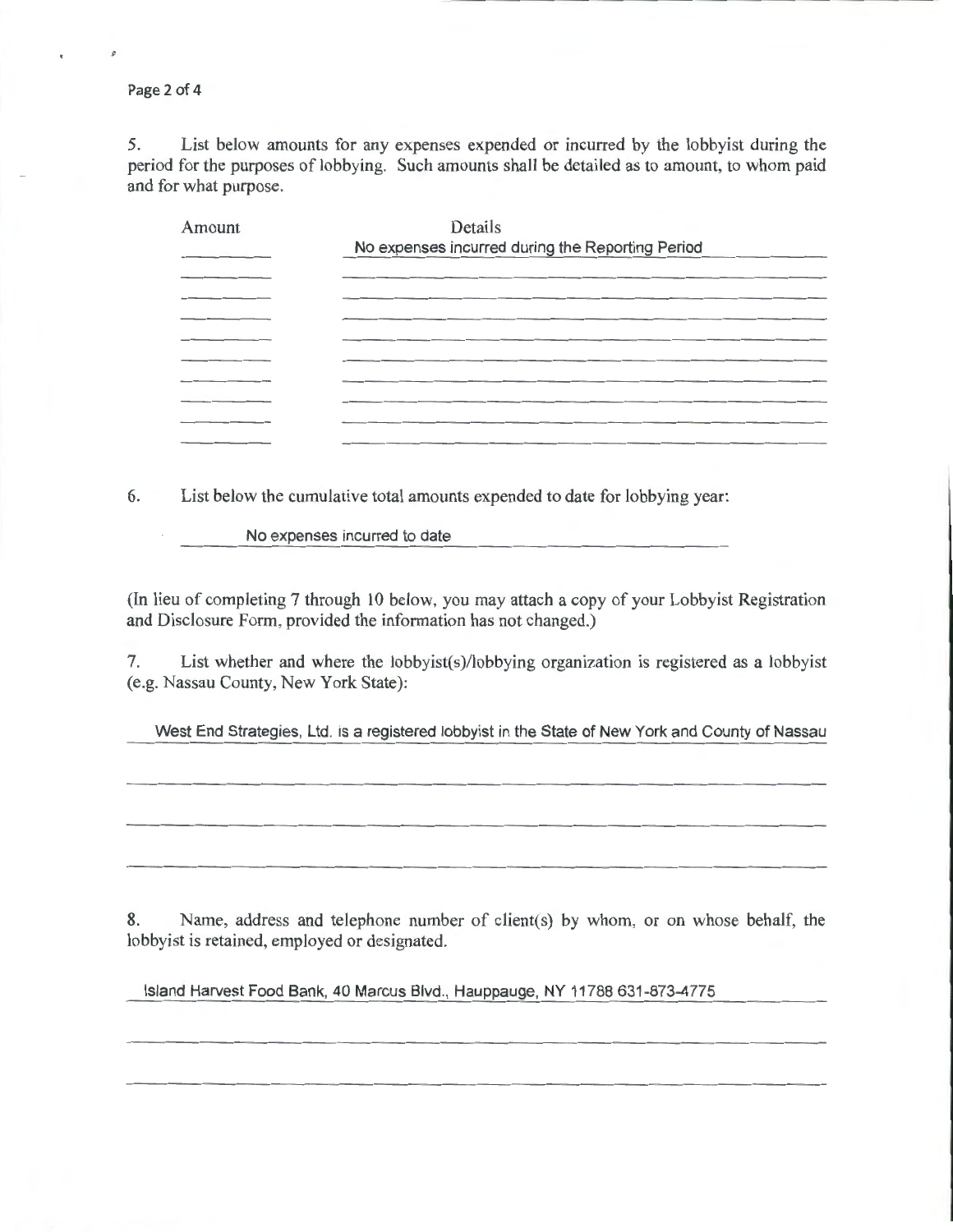5. List below amounts for any expenses expended or incurred by the lobbyist during the period for the purposes of lobbying. Such amounts shall be detailed as to amount, to whom paid and for what purpose.

| Amount | Details |
| --- | --- |
| | No expenses incurred during the Reporting Period |

6. List below the cumulative total amounts expended to date for lobbying year:

No expenses incurred to date

(In lieu of completing 7 through 10 below, you may attach a copy of your Lobbyist Registration and Disclosure Form, provided the information has not changed.)

7. List whether and where the lobbyist(s)/lobbying organization is registered as a lobbyist (e.g. Nassau County, New York State):

West End Strategies, Ltd. is a registered lobbyist in the State of New York and County of Nassau

8. Name, address and telephone number of client(s) by whom, or on whose behalf, the lobbyist is retained, employed or designated.

Island Harvest Food Bank, 40 Marcus Blvd., Hauppauge, NY 11788 631-873-4775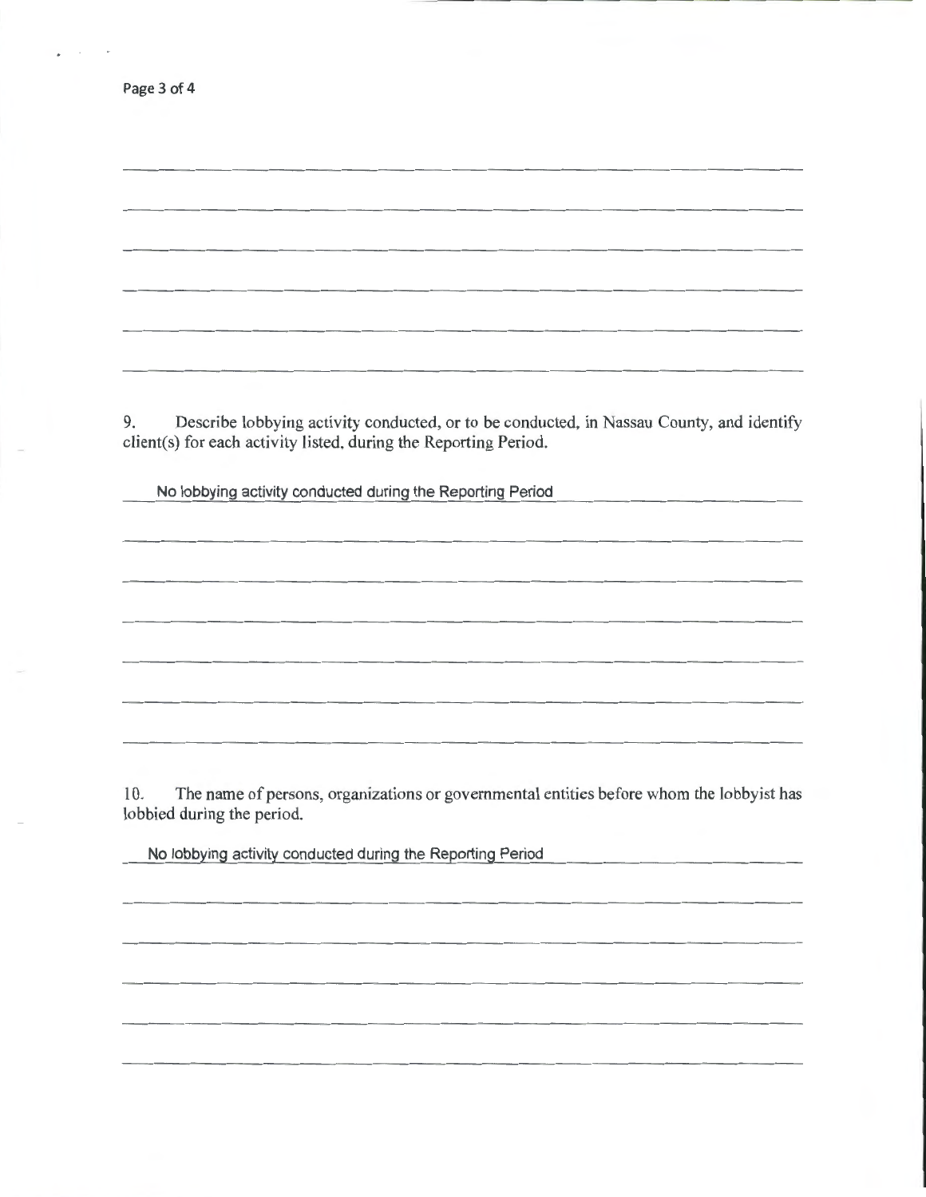9. Describe lobbying activity conducted, or to be conducted, in Nassau County, and identify client(s) for each activity listed, during the Reporting Period.

No lobbying activity conducted during the Reporting Period

10. The name of persons, organizations or governmental entities before whom the lobbyist has lobbied during the period.

No lobbying activity conducted during the Reporting Period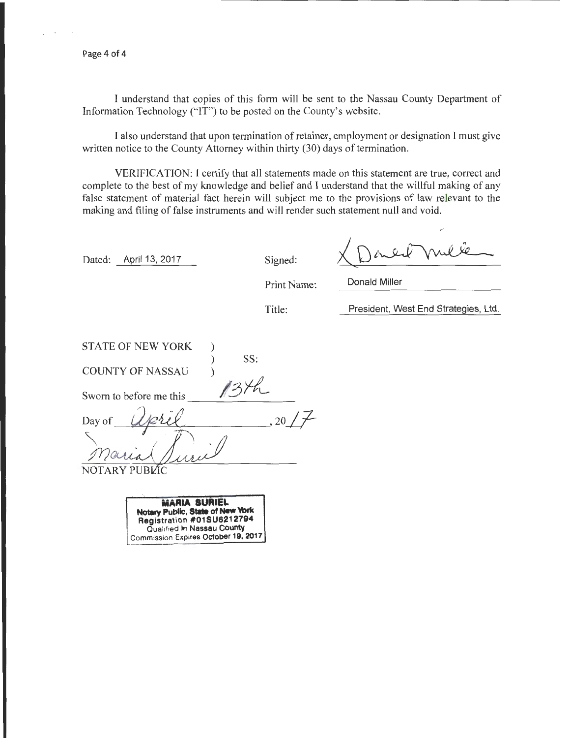I understand that copies of this form will be sent to the Nassau County Department of Information Technology ("IT") to be posted on the County's website.

I also understand that upon termination of retainer, employment or designation I must give written notice to the County Attorney within thirty (30) days of termination.

VERIFICATION: I certify that all statements made on this statement are true, correct and complete to the best of my knowledge and belief and I understand that the willful making of any false statement of material fact herein will subject me to the provisions of law relevant to the making and filing of false instruments and will render such statement null and void.

Dated: April 13, 2017

Signed: Donald Miller

Print Name: Donald Miller

Title: President, West End Strategies, Ltd.

STATE OF NEW YORK )
) SS:
COUNTY OF NASSAU )

Sworn to before me this 13th

Day of April, 20 17

Maria Suriel

NOTARY PUBLIC

**MARIA SURIEL**
**Notary Public, State of New York**
**Registration #01SU6212794**
Qualified in Nassau County
Commission Expires October 19, 2017